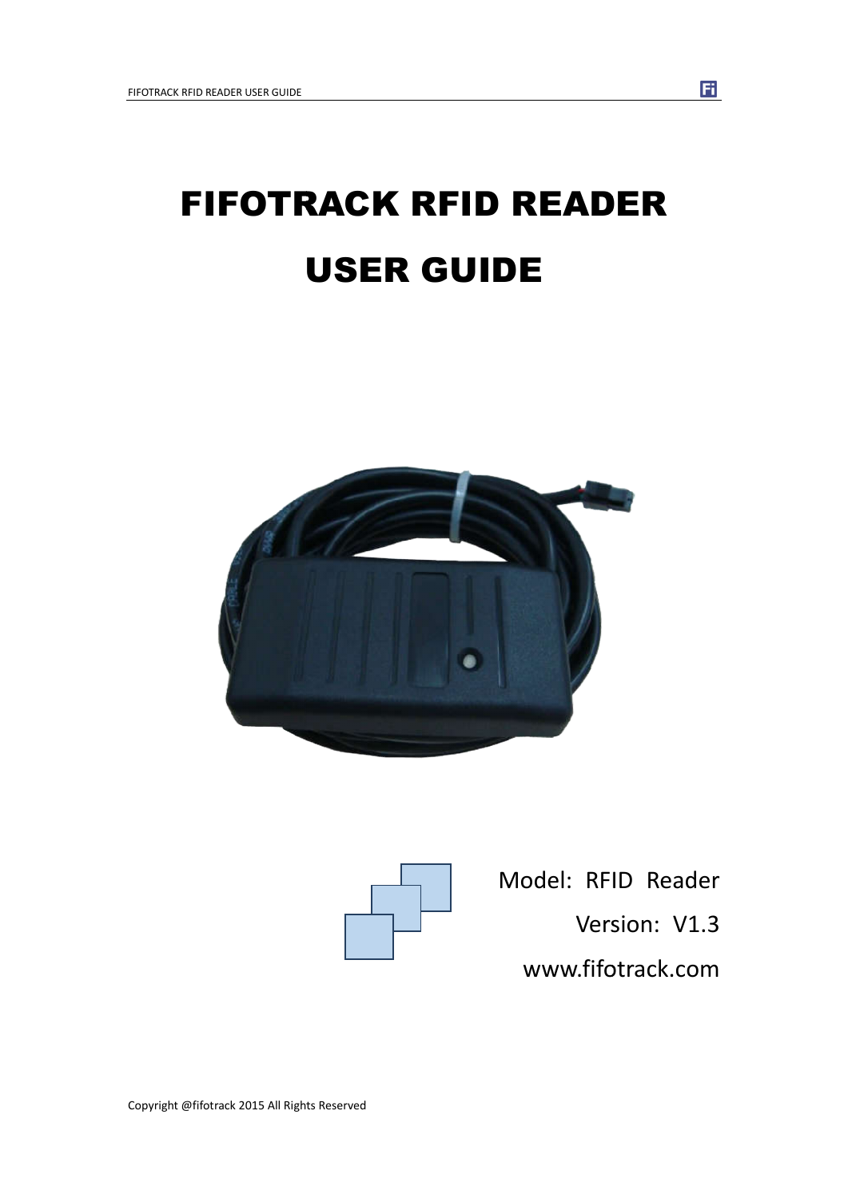# FIFOTRACK RFID READER

# USER GUIDE

Model: RFID Reader

Version: V1.3

www.fifotrack.com

Copyright @fifotrack 2015 All Rights Reserved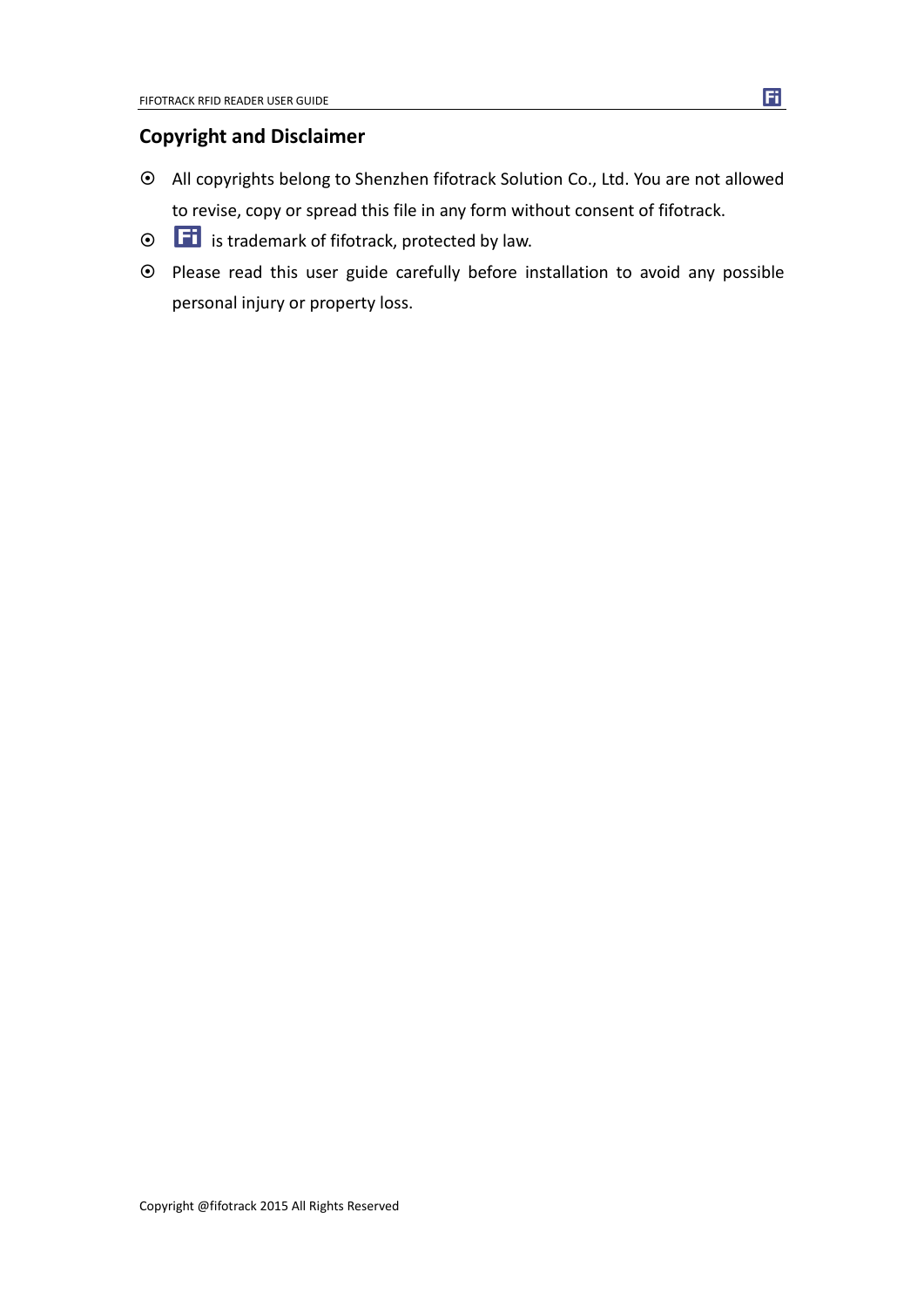## Copyright and Disclaimer

- All copyrights belong to Shenzhen fifotrack Solution Co., Ltd. You are not allowed to revise, copy or spread this file in any form without consent of fifotrack.
- Fi is trademark of fifotrack, protected by law.
- Please read this user guide carefully before installation to avoid any possible personal injury or property loss.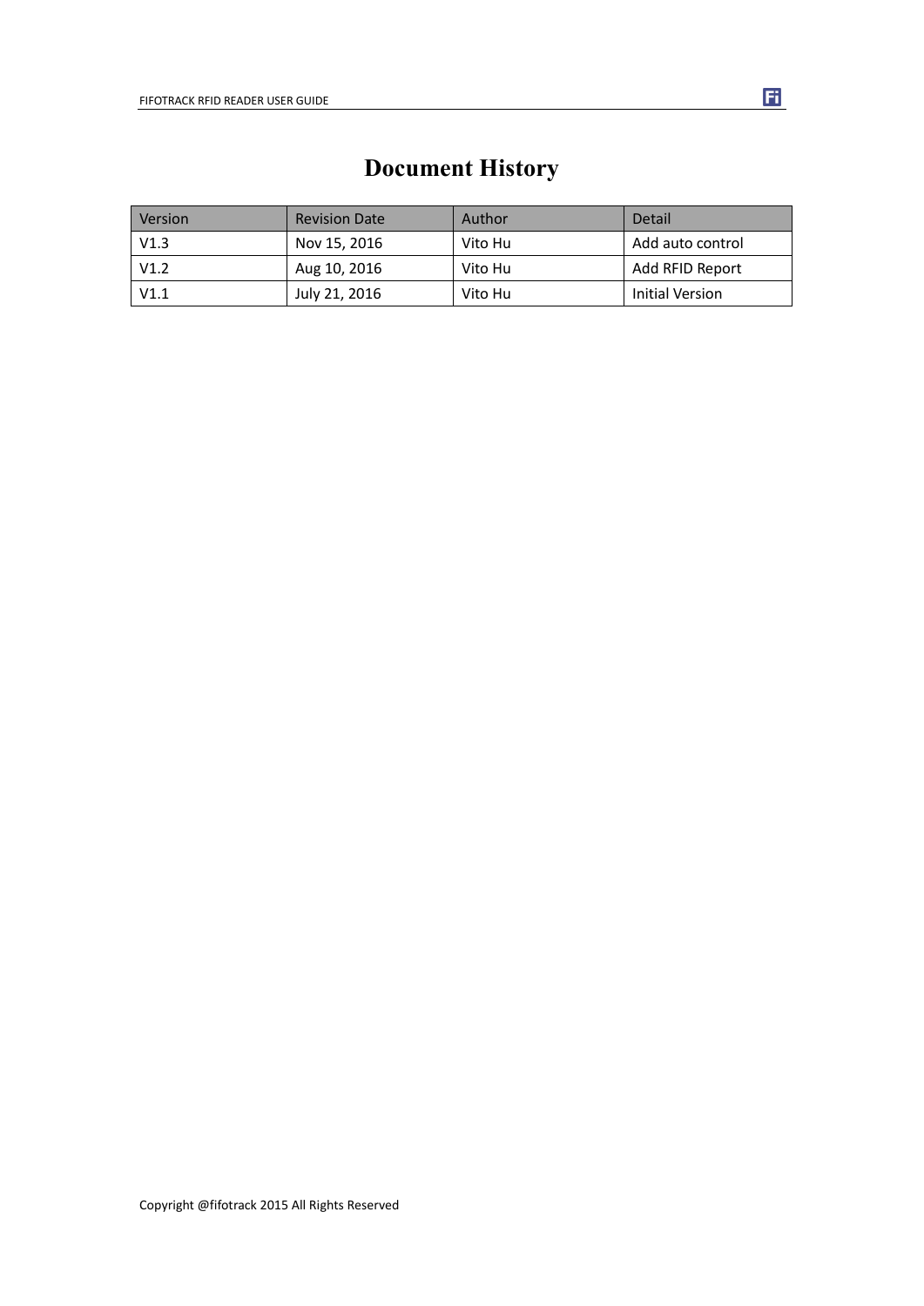# Document History

| Version | Revision Date | Author | Detail |
| --- | --- | --- | --- |
| V1.3 | Nov 15, 2016 | Vito Hu | Add auto control |
| V1.2 | Aug 10, 2016 | Vito Hu | Add RFID Report |
| V1.1 | July 21, 2016 | Vito Hu | Initial Version |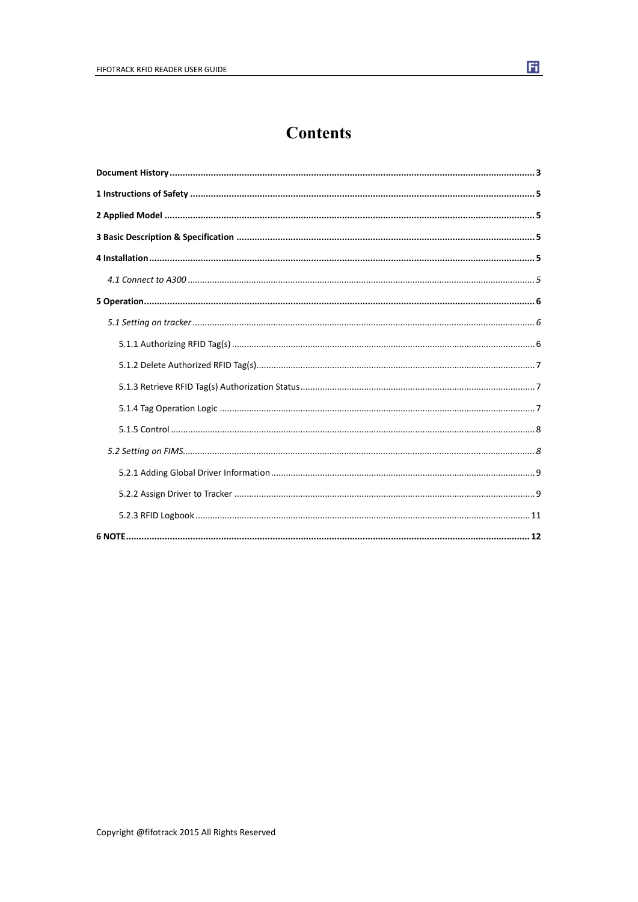# Contents

**Document History** ........................................ 3

**1 Instructions of Safety** ........................................ 5

**2 Applied Model** ........................................ 5

**3 Basic Description & Specification** ........................................ 5

**4 Installation** ........................................ 5

*4.1 Connect to A300* ........................................ 5

**5 Operation** ........................................ 6

*5.1 Setting on tracker* ........................................ 6

5.1.1 Authorizing RFID Tag(s) ........................................ 6

5.1.2 Delete Authorized RFID Tag(s) ........................................ 7

5.1.3 Retrieve RFID Tag(s) Authorization Status ........................................ 7

5.1.4 Tag Operation Logic ........................................ 7

5.1.5 Control ........................................ 8

*5.2 Setting on FIMS* ........................................ 8

5.2.1 Adding Global Driver Information ........................................ 9

5.2.2 Assign Driver to Tracker ........................................ 9

5.2.3 RFID Logbook ........................................ 11

**6 NOTE** ........................................ 12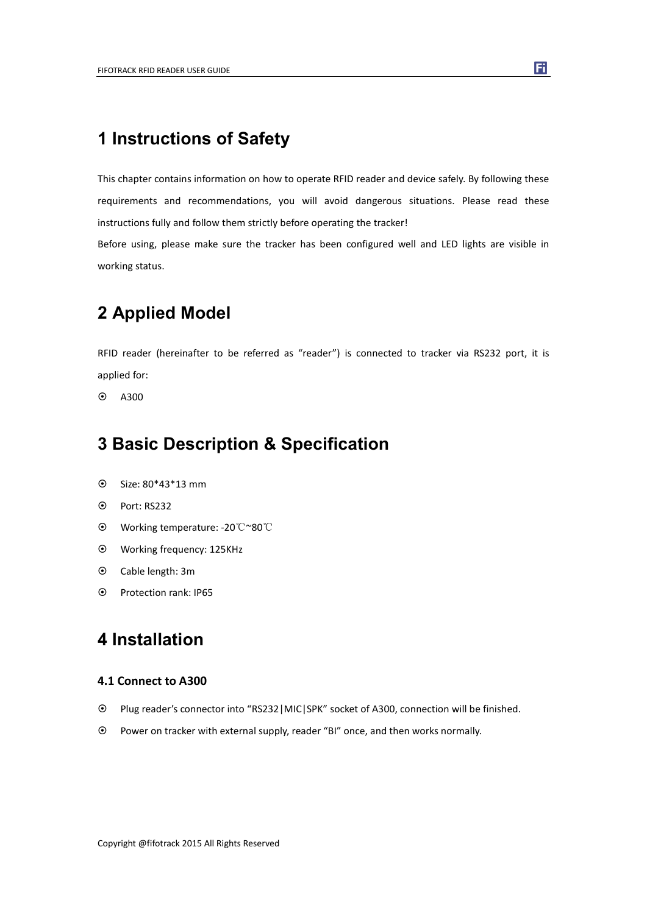# 1 Instructions of Safety

This chapter contains information on how to operate RFID reader and device safely. By following these requirements and recommendations, you will avoid dangerous situations. Please read these instructions fully and follow them strictly before operating the tracker!

Before using, please make sure the tracker has been configured well and LED lights are visible in working status.

# 2 Applied Model

RFID reader (hereinafter to be referred as "reader") is connected to tracker via RS232 port, it is applied for:

- A300

# 3 Basic Description & Specification

- Size: 80*43*13 mm
- Port: RS232
- Working temperature: -20℃~80℃
- Working frequency: 125KHz
- Cable length: 3m
- Protection rank: IP65

# 4 Installation

## 4.1 Connect to A300

- Plug reader's connector into "RS232|MIC|SPK" socket of A300, connection will be finished.
- Power on tracker with external supply, reader "BI" once, and then works normally.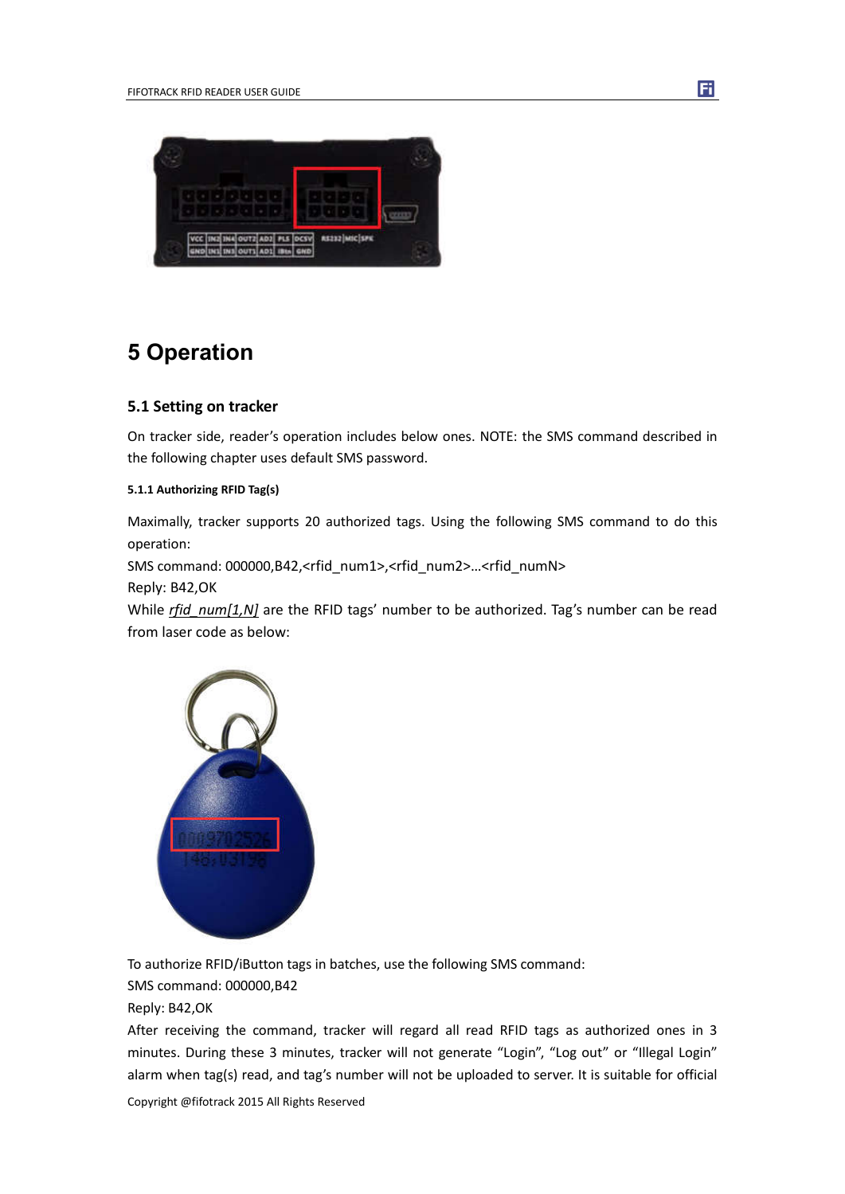# 5 Operation

## 5.1 Setting on tracker

On tracker side, reader's operation includes below ones. NOTE: the SMS command described in the following chapter uses default SMS password.

#### 5.1.1 Authorizing RFID Tag(s)

Maximally, tracker supports 20 authorized tags. Using the following SMS command to do this operation:

SMS command: 000000,B42,<rfid_num1>,<rfid_num2>…<rfid_numN>

Reply: B42,OK

While *rfid_num[1,N]* are the RFID tags' number to be authorized. Tag's number can be read from laser code as below:

To authorize RFID/iButton tags in batches, use the following SMS command:

SMS command: 000000,B42

Reply: B42,OK

After receiving the command, tracker will regard all read RFID tags as authorized ones in 3 minutes. During these 3 minutes, tracker will not generate "Login", "Log out" or "Illegal Login" alarm when tag(s) read, and tag's number will not be uploaded to server. It is suitable for official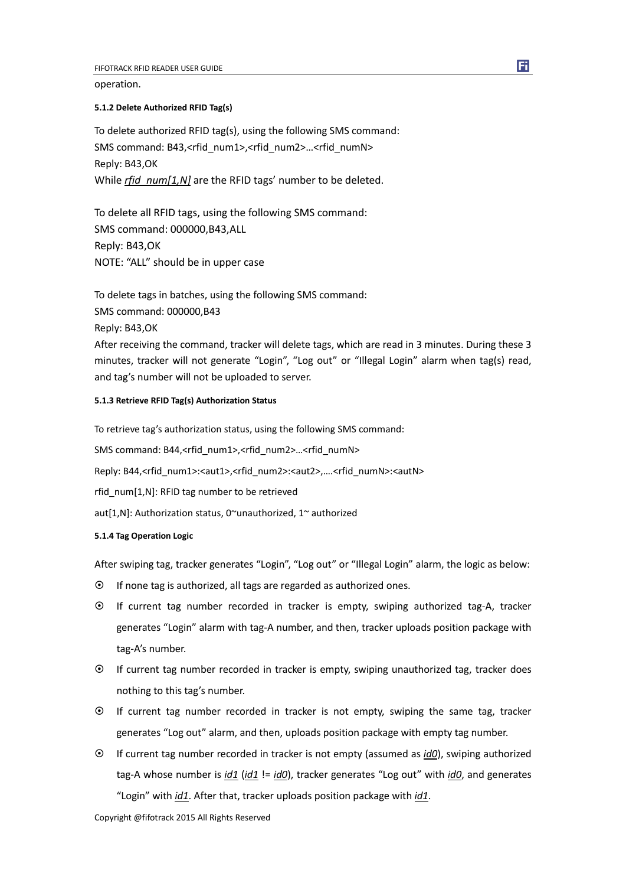operation.

#### 5.1.2 Delete Authorized RFID Tag(s)

To delete authorized RFID tag(s), using the following SMS command:
SMS command: B43,<rfid_num1>,<rfid_num2>…<rfid_numN>
Reply: B43,OK
While ***rfid_num[1,N]*** are the RFID tags' number to be deleted.

To delete all RFID tags, using the following SMS command:
SMS command: 000000,B43,ALL
Reply: B43,OK
NOTE: "ALL" should be in upper case

To delete tags in batches, using the following SMS command:
SMS command: 000000,B43
Reply: B43,OK
After receiving the command, tracker will delete tags, which are read in 3 minutes. During these 3 minutes, tracker will not generate "Login", "Log out" or "Illegal Login" alarm when tag(s) read, and tag's number will not be uploaded to server.

#### 5.1.3 Retrieve RFID Tag(s) Authorization Status

To retrieve tag's authorization status, using the following SMS command:

SMS command: B44,<rfid_num1>,<rfid_num2>…<rfid_numN>

Reply: B44,<rfid_num1>:<aut1>,<rfid_num2>:<aut2>,….<rfid_numN>:<autN>

rfid_num[1,N]: RFID tag number to be retrieved

aut[1,N]: Authorization status, 0~unauthorized, 1~ authorized

#### 5.1.4 Tag Operation Logic

After swiping tag, tracker generates "Login", "Log out" or "Illegal Login" alarm, the logic as below:

- If none tag is authorized, all tags are regarded as authorized ones.
- If current tag number recorded in tracker is empty, swiping authorized tag-A, tracker generates "Login" alarm with tag-A number, and then, tracker uploads position package with tag-A's number.
- If current tag number recorded in tracker is empty, swiping unauthorized tag, tracker does nothing to this tag's number.
- If current tag number recorded in tracker is not empty, swiping the same tag, tracker generates "Log out" alarm, and then, uploads position package with empty tag number.
- If current tag number recorded in tracker is not empty (assumed as ***id0***), swiping authorized tag-A whose number is ***id1*** (***id1*** != ***id0***), tracker generates "Log out" with ***id0***, and generates "Login" with ***id1***. After that, tracker uploads position package with ***id1***.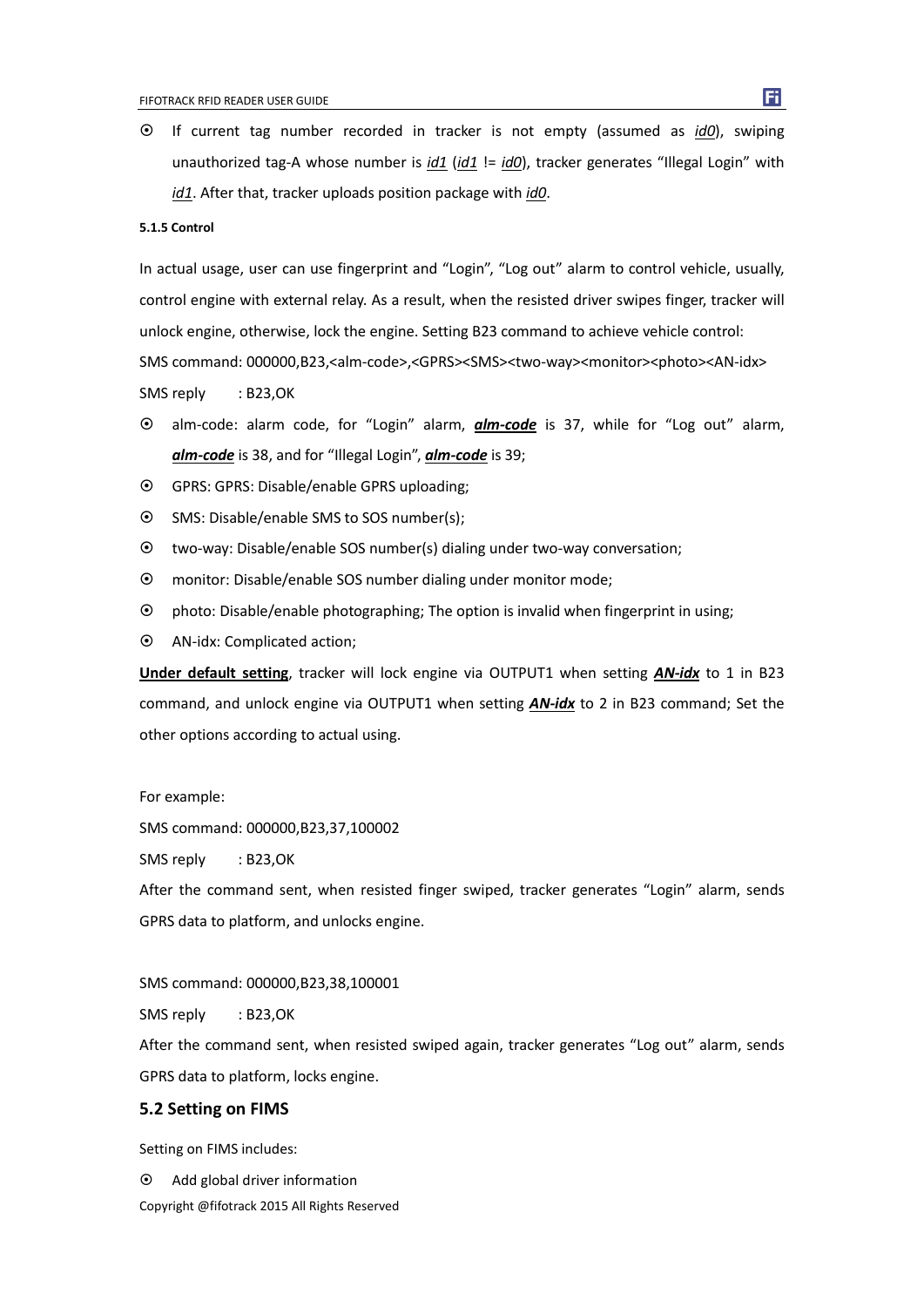- If current tag number recorded in tracker is not empty (assumed as *id0*), swiping unauthorized tag-A whose number is *id1* (*id1* != *id0*), tracker generates "Illegal Login" with *id1*. After that, tracker uploads position package with *id0*.

##### 5.1.5 Control

In actual usage, user can use fingerprint and "Login", "Log out" alarm to control vehicle, usually, control engine with external relay. As a result, when the resisted driver swipes finger, tracker will unlock engine, otherwise, lock the engine. Setting B23 command to achieve vehicle control:

SMS command: 000000,B23,<alm-code>,<GPRS><SMS><two-way><monitor><photo><AN-idx>

SMS reply : B23,OK

- alm-code: alarm code, for "Login" alarm, ***alm-code*** is 37, while for "Log out" alarm, ***alm-code*** is 38, and for "Illegal Login", ***alm-code*** is 39;
- GPRS: GPRS: Disable/enable GPRS uploading;
- SMS: Disable/enable SMS to SOS number(s);
- two-way: Disable/enable SOS number(s) dialing under two-way conversation;
- monitor: Disable/enable SOS number dialing under monitor mode;
- photo: Disable/enable photographing; The option is invalid when fingerprint in using;
- AN-idx: Complicated action;

**Under default setting**, tracker will lock engine via OUTPUT1 when setting ***AN-idx*** to 1 in B23 command, and unlock engine via OUTPUT1 when setting ***AN-idx*** to 2 in B23 command; Set the other options according to actual using.

For example:

SMS command: 000000,B23,37,100002

SMS reply : B23,OK

After the command sent, when resisted finger swiped, tracker generates "Login" alarm, sends GPRS data to platform, and unlocks engine.

SMS command: 000000,B23,38,100001

SMS reply : B23,OK

After the command sent, when resisted swiped again, tracker generates "Log out" alarm, sends GPRS data to platform, locks engine.

### 5.2 Setting on FIMS

Setting on FIMS includes:

- Add global driver information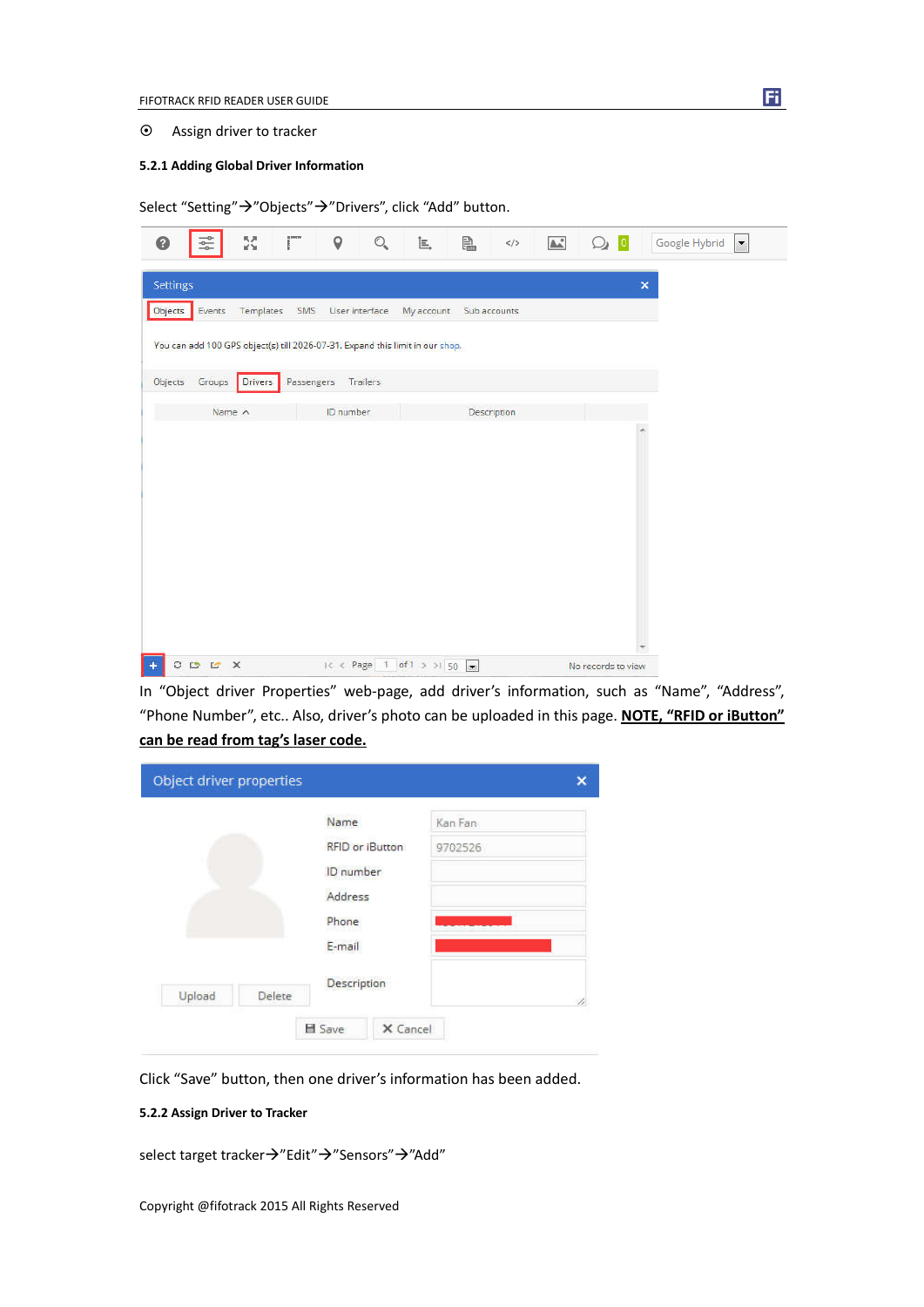◉ Assign driver to tracker

#### 5.2.1 Adding Global Driver Information

Select “Setting”→”Objects”→”Drivers”, click “Add” button.

In “Object driver Properties” web-page, add driver’s information, such as “Name”, “Address”, “Phone Number”, etc.. Also, driver’s photo can be uploaded in this page. **NOTE, “RFID or iButton” can be read from tag’s laser code.**

Click “Save” button, then one driver’s information has been added.

#### 5.2.2 Assign Driver to Tracker

select target tracker→”Edit”→”Sensors”→”Add”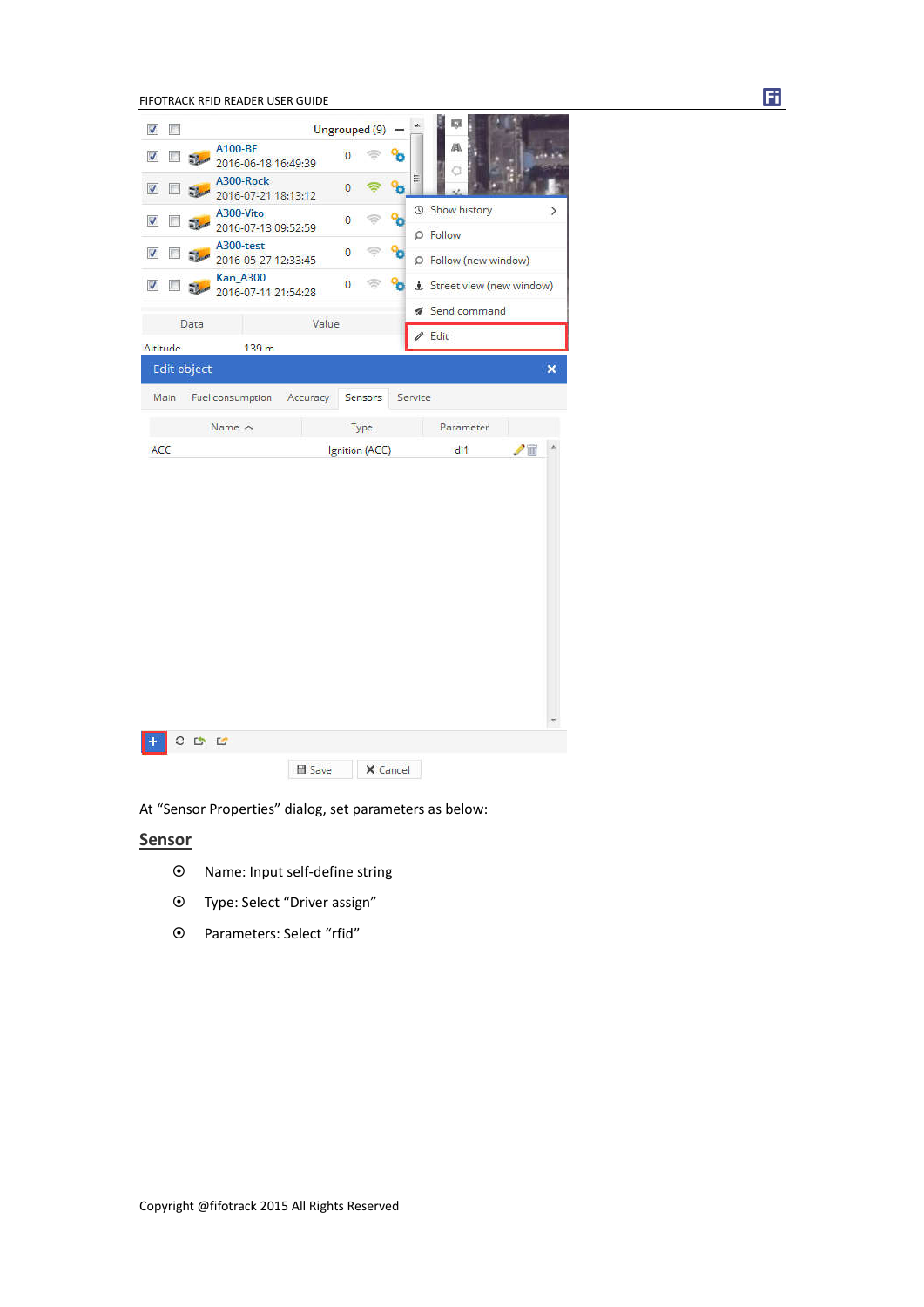At “Sensor Properties” dialog, set parameters as below:

## Sensor

- Name: Input self-define string
- Type: Select “Driver assign”
- Parameters: Select “rfid”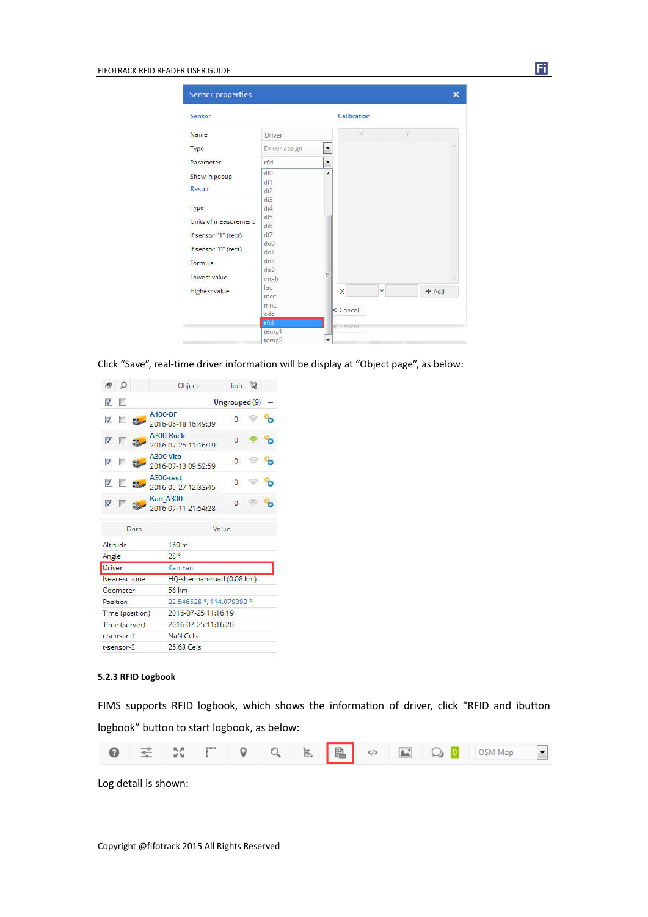Click "Save", real-time driver information will be display at "Object page", as below:

### 5.2.3 RFID Logbook

FIMS supports RFID logbook, which shows the information of driver, click "RFID and ibutton logbook" button to start logbook, as below:

Log detail is shown: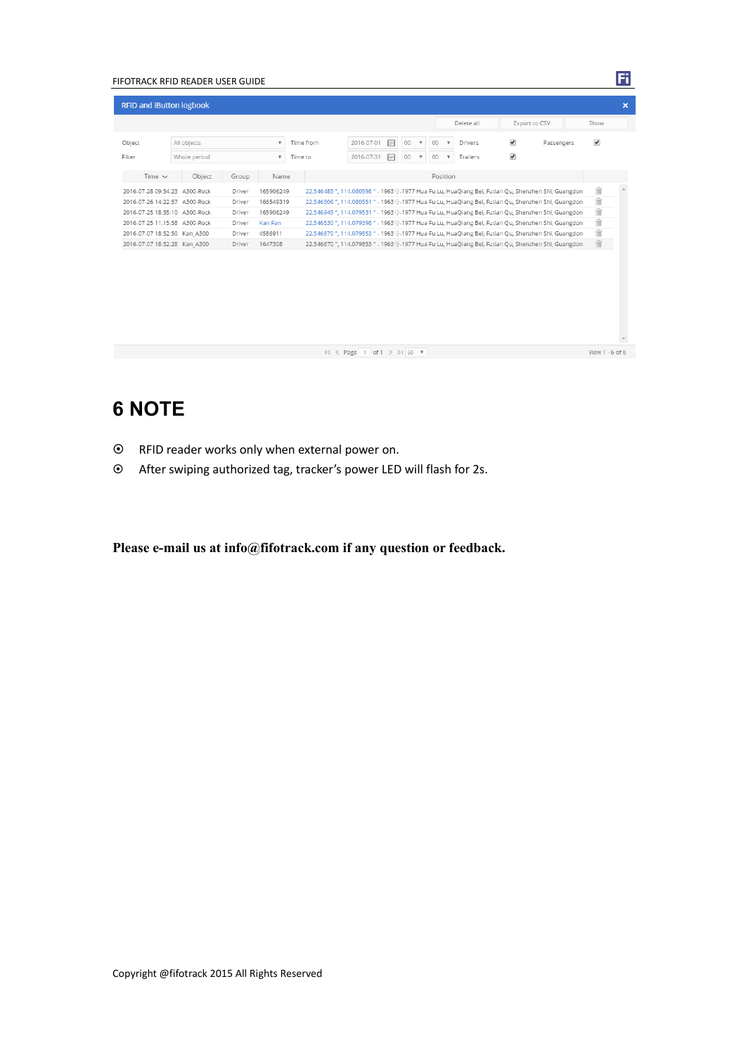RFID and iButton logbook

| | | | | | | |
|---|---|---|---|---|---|---|
| Object | All objects | Time from | 2016-07-01 | 00 | 00 | Drivers ✔ Passengers ✔ |
| Filter | Whole period | Time to | 2016-07-31 | 00 | 00 | Trailers ✔ |

Delete all | Export to CSV | Show

| Time | Object | Group | Name | Position |
|---|---|---|---|---|
| 2016-07-28 09:54:23 | A300-Rock | Driver | 165906249 | 22.546485 °, 114.080598 ° - 1963号-1977 Hua Fu Lu, HuaQiang Bei, Futian Qu, Shenzhen Shi, Guangdon |
| 2016-07-26 14:22:57 | A300-Rock | Driver | 166548319 | 22.546506 °, 114.080551 ° - 1963号-1977 Hua Fu Lu, HuaQiang Bei, Futian Qu, Shenzhen Shi, Guangdon |
| 2016-07-25 18:55:10 | A300-Rock | Driver | 165906249 | 22.546945 °, 114.079531 ° - 1963号-1977 Hua Fu Lu, HuaQiang Bei, Futian Qu, Shenzhen Shi, Guangdon |
| 2016-07-25 11:15:58 | A300-Rock | Driver | Kan Fan | 22.546530 °, 114.079398 ° - 1963号-1977 Hua Fu Lu, HuaQiang Bei, Futian Qu, Shenzhen Shi, Guangdon |
| 2016-07-07 18:52:50 | Kan_A300 | Driver | 4586911 | 22.546670 °, 114.079853 ° - 1963号-1977 Hua Fu Lu, HuaQiang Bei, Futian Qu, Shenzhen Shi, Guangdon |
| 2016-07-07 18:52:28 | Kan_A300 | Driver | 1647308 | 22.546670 °, 114.079853 ° - 1963号-1977 Hua Fu Lu, HuaQiang Bei, Futian Qu, Shenzhen Shi, Guangdon |

Page 1 of 1 | 50 | View 1 - 6 of 6

# 6 NOTE

- RFID reader works only when external power on.
- After swiping authorized tag, tracker's power LED will flash for 2s.

**Please e-mail us at info@fifotrack.com if any question or feedback.**

Copyright @fifotrack 2015 All Rights Reserved